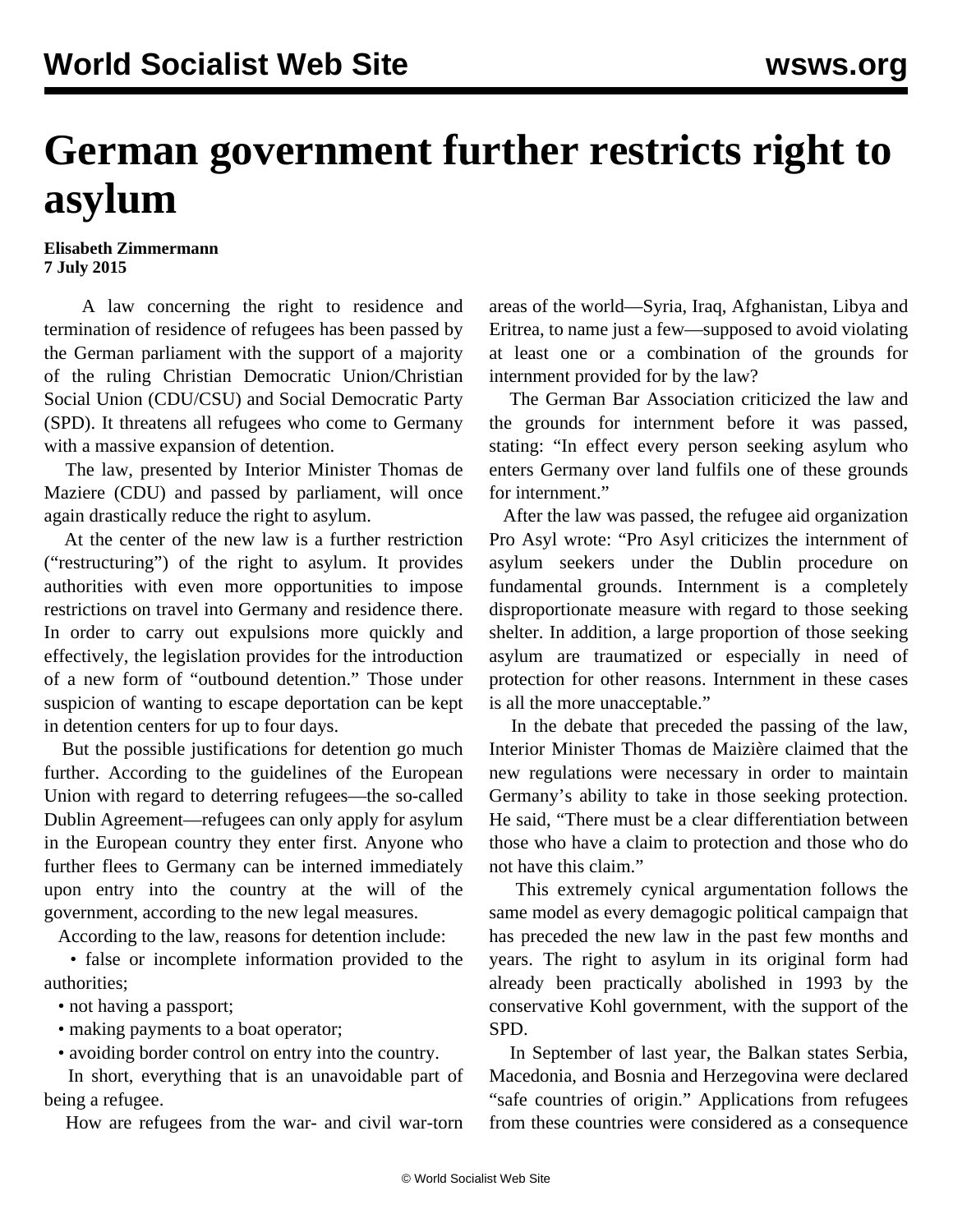# German government further restricts right to asylum

**Elisabeth Zimmermann**
**7 July 2015**

A law concerning the right to residence and termination of residence of refugees has been passed by the German parliament with the support of a majority of the ruling Christian Democratic Union/Christian Social Union (CDU/CSU) and Social Democratic Party (SPD). It threatens all refugees who come to Germany with a massive expansion of detention.

The law, presented by Interior Minister Thomas de Maziere (CDU) and passed by parliament, will once again drastically reduce the right to asylum.

At the center of the new law is a further restriction ("restructuring") of the right to asylum. It provides authorities with even more opportunities to impose restrictions on travel into Germany and residence there. In order to carry out expulsions more quickly and effectively, the legislation provides for the introduction of a new form of "outbound detention." Those under suspicion of wanting to escape deportation can be kept in detention centers for up to four days.

But the possible justifications for detention go much further. According to the guidelines of the European Union with regard to deterring refugees—the so-called Dublin Agreement—refugees can only apply for asylum in the European country they enter first. Anyone who further flees to Germany can be interned immediately upon entry into the country at the will of the government, according to the new legal measures.

According to the law, reasons for detention include:

- false or incomplete information provided to the authorities;
- not having a passport;
- making payments to a boat operator;
- avoiding border control on entry into the country.

In short, everything that is an unavoidable part of being a refugee.

How are refugees from the war- and civil war-torn areas of the world—Syria, Iraq, Afghanistan, Libya and Eritrea, to name just a few—supposed to avoid violating at least one or a combination of the grounds for internment provided for by the law?

The German Bar Association criticized the law and the grounds for internment before it was passed, stating: "In effect every person seeking asylum who enters Germany over land fulfils one of these grounds for internment."

After the law was passed, the refugee aid organization Pro Asyl wrote: "Pro Asyl criticizes the internment of asylum seekers under the Dublin procedure on fundamental grounds. Internment is a completely disproportionate measure with regard to those seeking shelter. In addition, a large proportion of those seeking asylum are traumatized or especially in need of protection for other reasons. Internment in these cases is all the more unacceptable."

In the debate that preceded the passing of the law, Interior Minister Thomas de Maizière claimed that the new regulations were necessary in order to maintain Germany's ability to take in those seeking protection. He said, "There must be a clear differentiation between those who have a claim to protection and those who do not have this claim."

This extremely cynical argumentation follows the same model as every demagogic political campaign that has preceded the new law in the past few months and years. The right to asylum in its original form had already been practically abolished in 1993 by the conservative Kohl government, with the support of the SPD.

In September of last year, the Balkan states Serbia, Macedonia, and Bosnia and Herzegovina were declared "safe countries of origin." Applications from refugees from these countries were considered as a consequence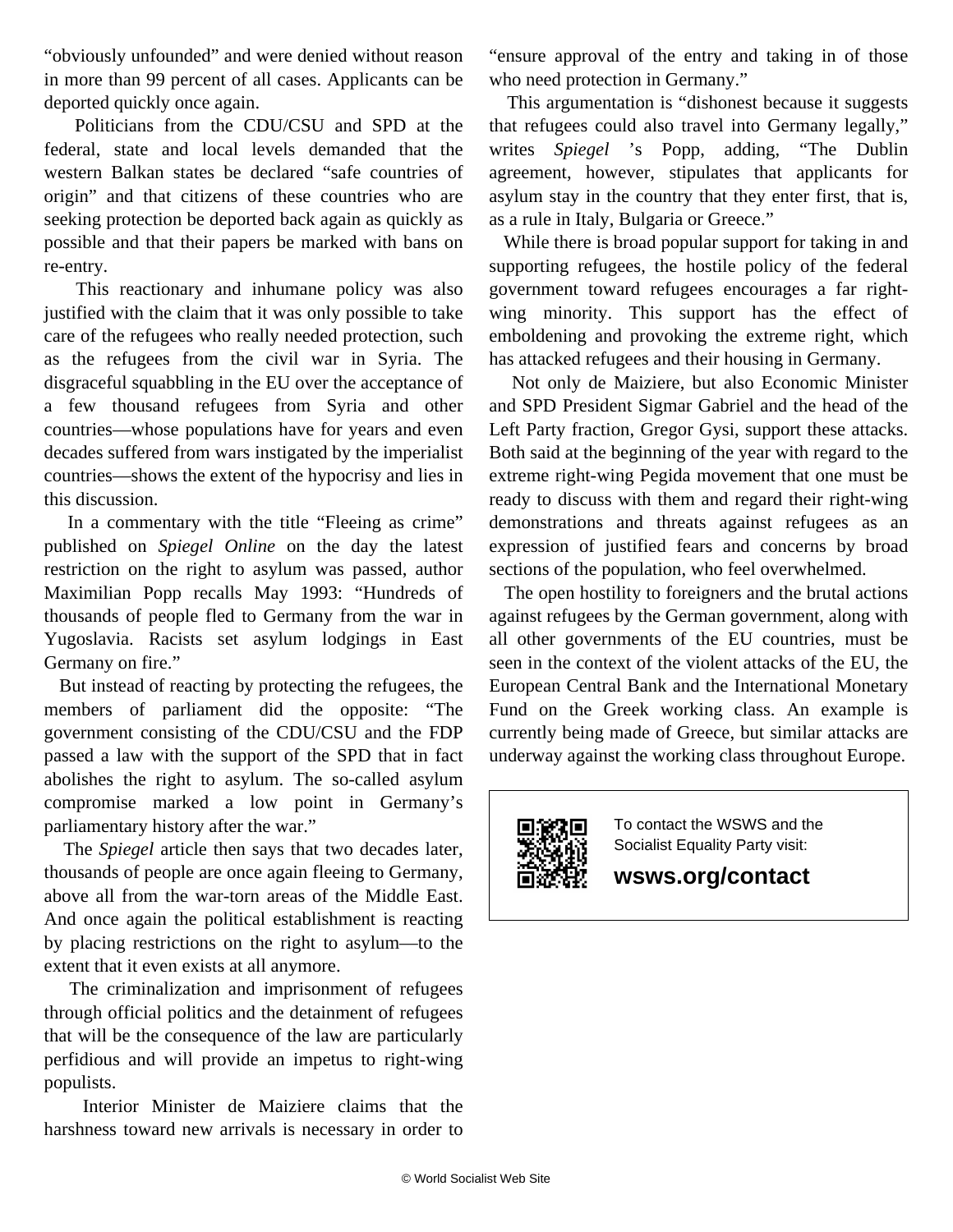“obviously unfounded” and were denied without reason in more than 99 percent of all cases. Applicants can be deported quickly once again.

Politicians from the CDU/CSU and SPD at the federal, state and local levels demanded that the western Balkan states be declared “safe countries of origin” and that citizens of these countries who are seeking protection be deported back again as quickly as possible and that their papers be marked with bans on re-entry.

This reactionary and inhumane policy was also justified with the claim that it was only possible to take care of the refugees who really needed protection, such as the refugees from the civil war in Syria. The disgraceful squabbling in the EU over the acceptance of a few thousand refugees from Syria and other countries—whose populations have for years and even decades suffered from wars instigated by the imperialist countries—shows the extent of the hypocrisy and lies in this discussion.

In a commentary with the title “Fleeing as crime” published on *Spiegel Online* on the day the latest restriction on the right to asylum was passed, author Maximilian Popp recalls May 1993: “Hundreds of thousands of people fled to Germany from the war in Yugoslavia. Racists set asylum lodgings in East Germany on fire.”

But instead of reacting by protecting the refugees, the members of parliament did the opposite: “The government consisting of the CDU/CSU and the FDP passed a law with the support of the SPD that in fact abolishes the right to asylum. The so-called asylum compromise marked a low point in Germany’s parliamentary history after the war.”

The *Spiegel* article then says that two decades later, thousands of people are once again fleeing to Germany, above all from the war-torn areas of the Middle East. And once again the political establishment is reacting by placing restrictions on the right to asylum—to the extent that it even exists at all anymore.

The criminalization and imprisonment of refugees through official politics and the detainment of refugees that will be the consequence of the law are particularly perfidious and will provide an impetus to right-wing populists.

Interior Minister de Maiziere claims that the harshness toward new arrivals is necessary in order to “ensure approval of the entry and taking in of those who need protection in Germany.”

This argumentation is “dishonest because it suggests that refugees could also travel into Germany legally,” writes *Spiegel* ’s Popp, adding, “The Dublin agreement, however, stipulates that applicants for asylum stay in the country that they enter first, that is, as a rule in Italy, Bulgaria or Greece.”

While there is broad popular support for taking in and supporting refugees, the hostile policy of the federal government toward refugees encourages a far right-wing minority. This support has the effect of emboldening and provoking the extreme right, which has attacked refugees and their housing in Germany.

Not only de Maiziere, but also Economic Minister and SPD President Sigmar Gabriel and the head of the Left Party fraction, Gregor Gysi, support these attacks. Both said at the beginning of the year with regard to the extreme right-wing Pegida movement that one must be ready to discuss with them and regard their right-wing demonstrations and threats against refugees as an expression of justified fears and concerns by broad sections of the population, who feel overwhelmed.

The open hostility to foreigners and the brutal actions against refugees by the German government, along with all other governments of the EU countries, must be seen in the context of the violent attacks of the EU, the European Central Bank and the International Monetary Fund on the Greek working class. An example is currently being made of Greece, but similar attacks are underway against the working class throughout Europe.

To contact the WSWS and the Socialist Equality Party visit:

**wsws.org/contact**